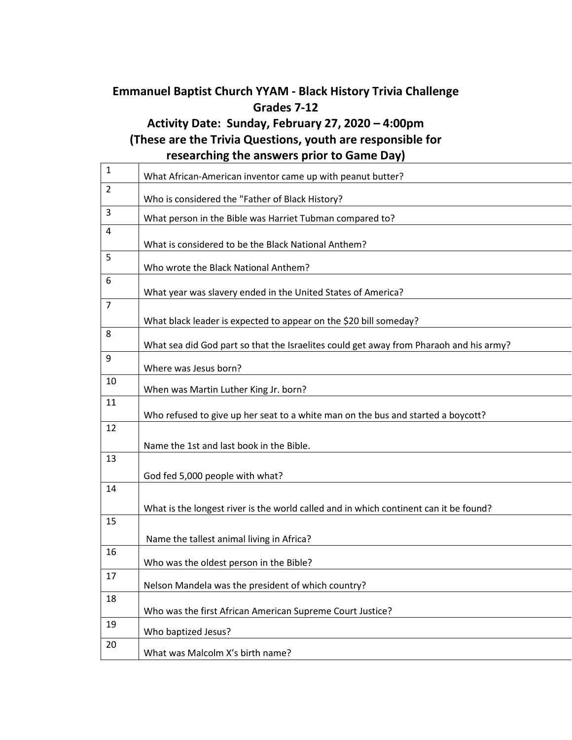**Emmanuel Baptist Church YYAM - Black History Trivia Challenge**
**Grades 7-12**
**Activity Date: Sunday, February 27, 2020 – 4:00pm**
**(These are the Trivia Questions, youth are responsible for researching the answers prior to Game Day)**

| | |
|---|---|
| 1 | What African-American inventor came up with peanut butter? |
| 2 | Who is considered the "Father of Black History? |
| 3 | What person in the Bible was Harriet Tubman compared to? |
| 4 | What is considered to be the Black National Anthem? |
| 5 | Who wrote the Black National Anthem? |
| 6 | What year was slavery ended in the United States of America? |
| 7 | What black leader is expected to appear on the $20 bill someday? |
| 8 | What sea did God part so that the Israelites could get away from Pharaoh and his army? |
| 9 | Where was Jesus born? |
| 10 | When was Martin Luther King Jr. born? |
| 11 | Who refused to give up her seat to a white man on the bus and started a boycott? |
| 12 | Name the 1st and last book in the Bible. |
| 13 | God fed 5,000 people with what? |
| 14 | What is the longest river is the world called and in which continent can it be found? |
| 15 | Name the tallest animal living in Africa? |
| 16 | Who was the oldest person in the Bible? |
| 17 | Nelson Mandela was the president of which country? |
| 18 | Who was the first African American Supreme Court Justice? |
| 19 | Who baptized Jesus? |
| 20 | What was Malcolm X's birth name? |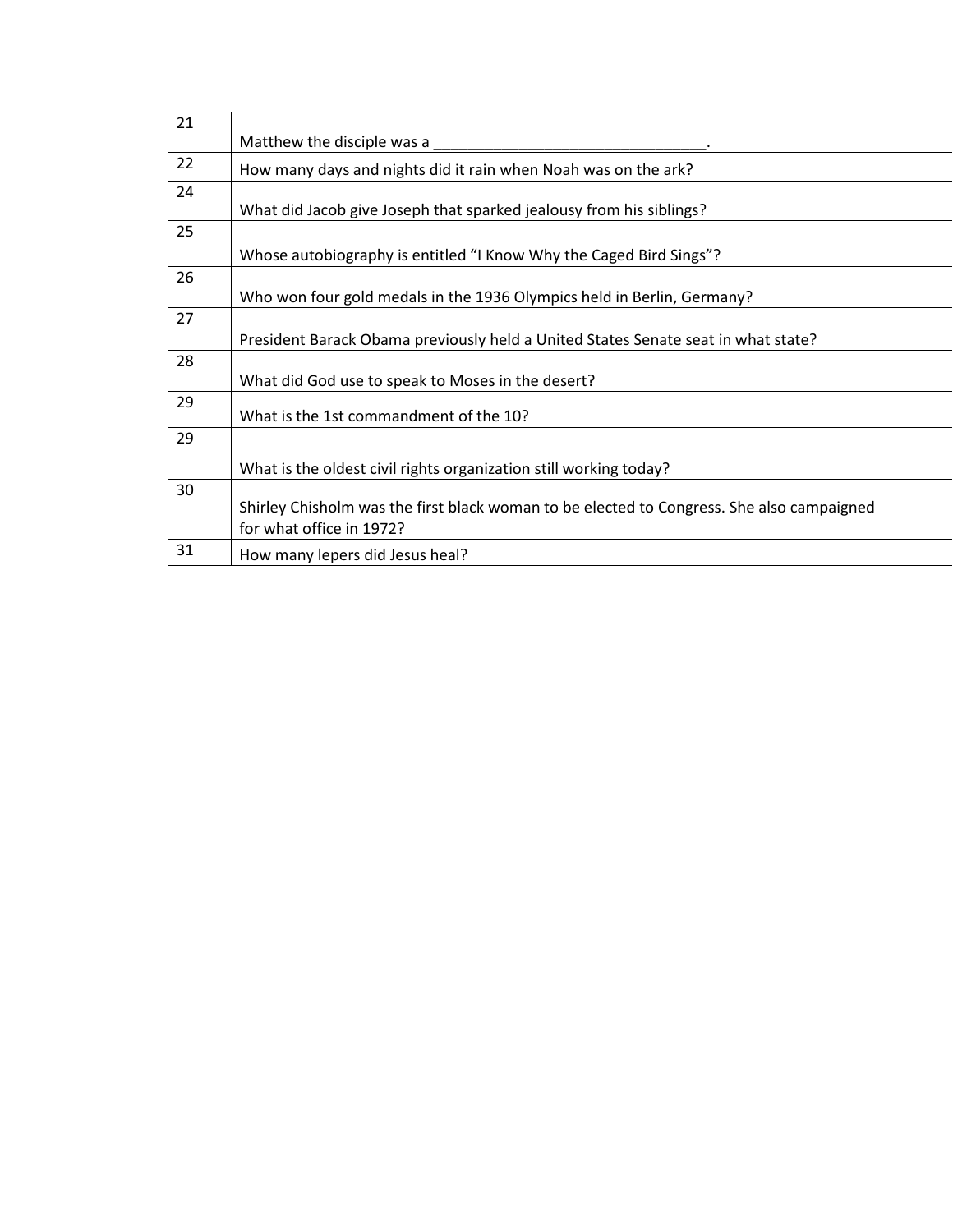| | |
|---|---|
| 21 | Matthew the disciple was a \_\_\_\_\_\_\_\_\_\_\_\_\_\_\_\_\_\_\_\_\_\_\_\_\_\_\_\_\_\_\_\_. |
| 22 | How many days and nights did it rain when Noah was on the ark? |
| 24 | What did Jacob give Joseph that sparked jealousy from his siblings? |
| 25 | Whose autobiography is entitled “I Know Why the Caged Bird Sings”? |
| 26 | Who won four gold medals in the 1936 Olympics held in Berlin, Germany? |
| 27 | President Barack Obama previously held a United States Senate seat in what state? |
| 28 | What did God use to speak to Moses in the desert? |
| 29 | What is the 1st commandment of the 10? |
| 29 | What is the oldest civil rights organization still working today? |
| 30 | Shirley Chisholm was the first black woman to be elected to Congress. She also campaigned for what office in 1972? |
| 31 | How many lepers did Jesus heal? |